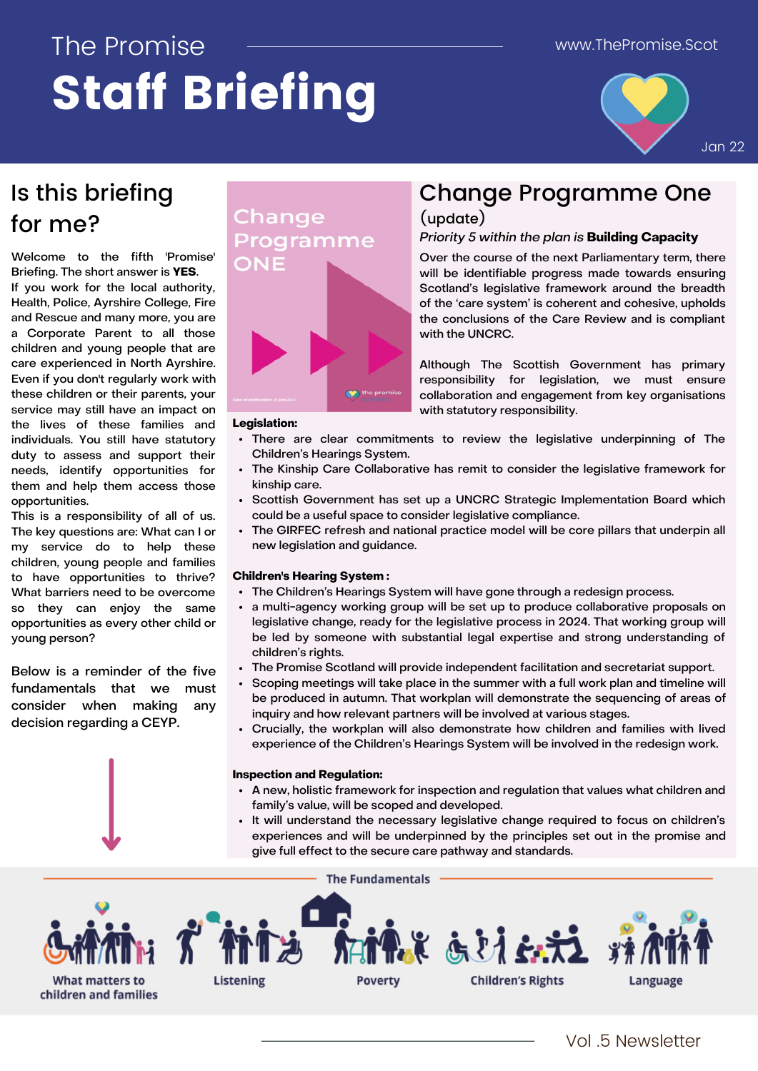The Promise

# Staff Briefing

www.ThePromise.Scot

Jan 22

## Is this briefing for me?

Welcome to the fifth 'Promise' Briefing. The short answer is **YES**.

If you work for the local authority, Health, Police, Ayrshire College, Fire and Rescue and many more, you are a Corporate Parent to all those children and young people that are care experienced in North Ayrshire. Even if you don't regularly work with these children or their parents, your service may still have an impact on the lives of these families and individuals. You still have statutory duty to assess and support their needs, identify opportunities for them and help them access those opportunities.

This is a responsibility of all of us. The key questions are: What can I or my service do to help these children, young people and families to have opportunities to thrive? What barriers need to be overcome so they can enjoy the same opportunities as every other child or young person?

Below is a reminder of the five fundamentals that we must consider when making any decision regarding a CEYP.

## Change Programme One

(update)

*Priority 5 within the plan is* ***Building Capacity***

Over the course of the next Parliamentary term, there will be identifiable progress made towards ensuring Scotland's legislative framework around the breadth of the 'care system' is coherent and cohesive, upholds the conclusions of the Care Review and is compliant with the UNCRC.

Although The Scottish Government has primary responsibility for legislation, we must ensure collaboration and engagement from key organisations with statutory responsibility.

**Legislation:**

- There are clear commitments to review the legislative underpinning of The Children's Hearings System.
- The Kinship Care Collaborative has remit to consider the legislative framework for kinship care.
- Scottish Government has set up a UNCRC Strategic Implementation Board which could be a useful space to consider legislative compliance.
- The GIRFEC refresh and national practice model will be core pillars that underpin all new legislation and guidance.

**Children's Hearing System :**

- The Children's Hearings System will have gone through a redesign process.
- a multi-agency working group will be set up to produce collaborative proposals on legislative change, ready for the legislative process in 2024. That working group will be led by someone with substantial legal expertise and strong understanding of children's rights.
- The Promise Scotland will provide independent facilitation and secretariat support.
- Scoping meetings will take place in the summer with a full work plan and timeline will be produced in autumn. That workplan will demonstrate the sequencing of areas of inquiry and how relevant partners will be involved at various stages.
- Crucially, the workplan will also demonstrate how children and families with lived experience of the Children's Hearings System will be involved in the redesign work.

**Inspection and Regulation:**

- A new, holistic framework for inspection and regulation that values what children and family's value, will be scoped and developed.
- It will understand the necessary legislative change required to focus on children's experiences and will be underpinned by the principles set out in the promise and give full effect to the secure care pathway and standards.

**The Fundamentals**

- What matters to children and families
- Listening
- Poverty
- Children's Rights
- Language

Vol .5 Newsletter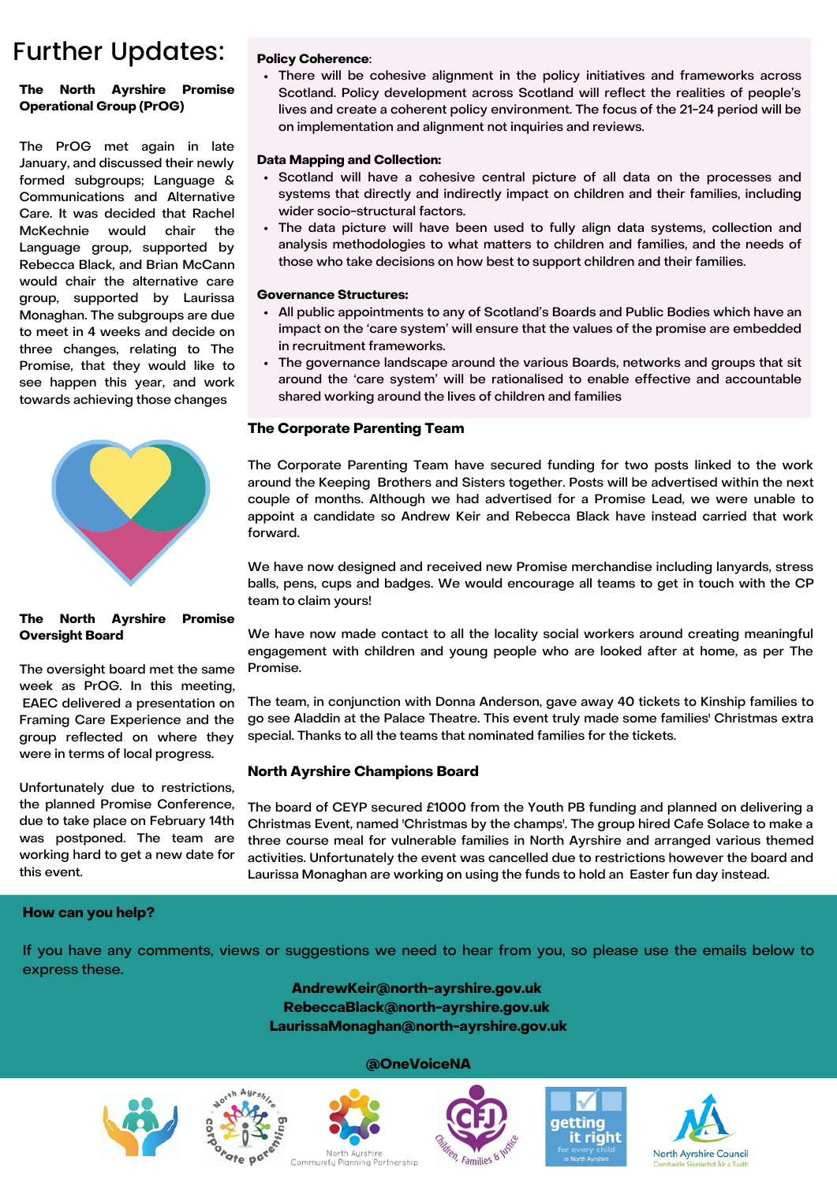# Further Updates:

**The North Ayrshire Promise Operational Group (PrOG)**

The PrOG met again in late January, and discussed their newly formed subgroups; Language & Communications and Alternative Care. It was decided that Rachel McKechnie would chair the Language group, supported by Rebecca Black, and Brian McCann would chair the alternative care group, supported by Laurissa Monaghan. The subgroups are due to meet in 4 weeks and decide on three changes, relating to The Promise, that they would like to see happen this year, and work towards achieving those changes

**The North Ayrshire Promise Oversight Board**

The oversight board met the same week as PrOG. In this meeting, EAEC delivered a presentation on Framing Care Experience and the group reflected on where they were in terms of local progress.

Unfortunately due to restrictions, the planned Promise Conference, due to take place on February 14th was postponed. The team are working hard to get a new date for this event.

**Policy Coherence**:

- There will be cohesive alignment in the policy initiatives and frameworks across Scotland. Policy development across Scotland will reflect the realities of people's lives and create a coherent policy environment. The focus of the 21-24 period will be on implementation and alignment not inquiries and reviews.

**Data Mapping and Collection:**

- Scotland will have a cohesive central picture of all data on the processes and systems that directly and indirectly impact on children and their families, including wider socio-structural factors.
- The data picture will have been used to fully align data systems, collection and analysis methodologies to what matters to children and families, and the needs of those who take decisions on how best to support children and their families.

**Governance Structures:**

- All public appointments to any of Scotland's Boards and Public Bodies which have an impact on the 'care system' will ensure that the values of the promise are embedded in recruitment frameworks.
- The governance landscape around the various Boards, networks and groups that sit around the 'care system' will be rationalised to enable effective and accountable shared working around the lives of children and families

**The Corporate Parenting Team**

The Corporate Parenting Team have secured funding for two posts linked to the work around the Keeping Brothers and Sisters together. Posts will be advertised within the next couple of months. Although we had advertised for a Promise Lead, we were unable to appoint a candidate so Andrew Keir and Rebecca Black have instead carried that work forward.

We have now designed and received new Promise merchandise including lanyards, stress balls, pens, cups and badges. We would encourage all teams to get in touch with the CP team to claim yours!

We have now made contact to all the locality social workers around creating meaningful engagement with children and young people who are looked after at home, as per The Promise.

The team, in conjunction with Donna Anderson, gave away 40 tickets to Kinship families to go see Aladdin at the Palace Theatre. This event truly made some families' Christmas extra special. Thanks to all the teams that nominated families for the tickets.

**North Ayrshire Champions Board**

The board of CEYP secured £1000 from the Youth PB funding and planned on delivering a Christmas Event, named 'Christmas by the champs'. The group hired Cafe Solace to make a three course meal for vulnerable families in North Ayrshire and arranged various themed activities. Unfortunately the event was cancelled due to restrictions however the board and Laurissa Monaghan are working on using the funds to hold an Easter fun day instead.

**How can you help?**

If you have any comments, views or suggestions we need to hear from you, so please use the emails below to express these.

**AndrewKeir@north-ayrshire.gov.uk**
**RebeccaBlack@north-ayrshire.gov.uk**
**LaurissaMonaghan@north-ayrshire.gov.uk**

**@OneVoiceNA**